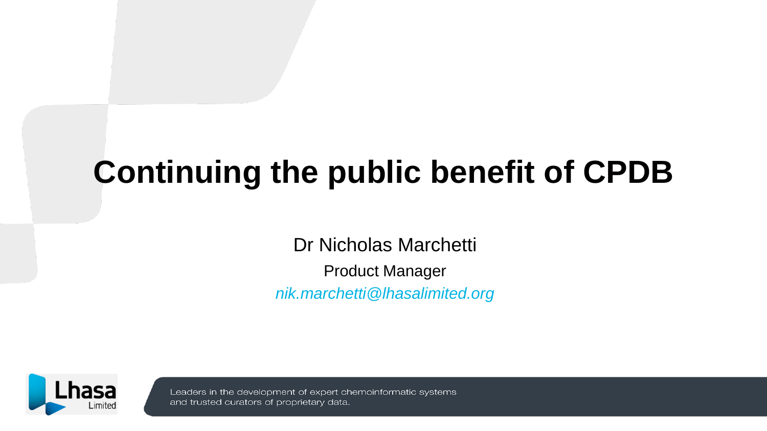# Continuing the public benefit of CPDB

Dr Nicholas Marchetti

Product Manager

*nik.marchetti@lhasalimited.org*

Lhasa Limited

Leaders in the development of expert chemoinformatic systems and trusted curators of proprietary data.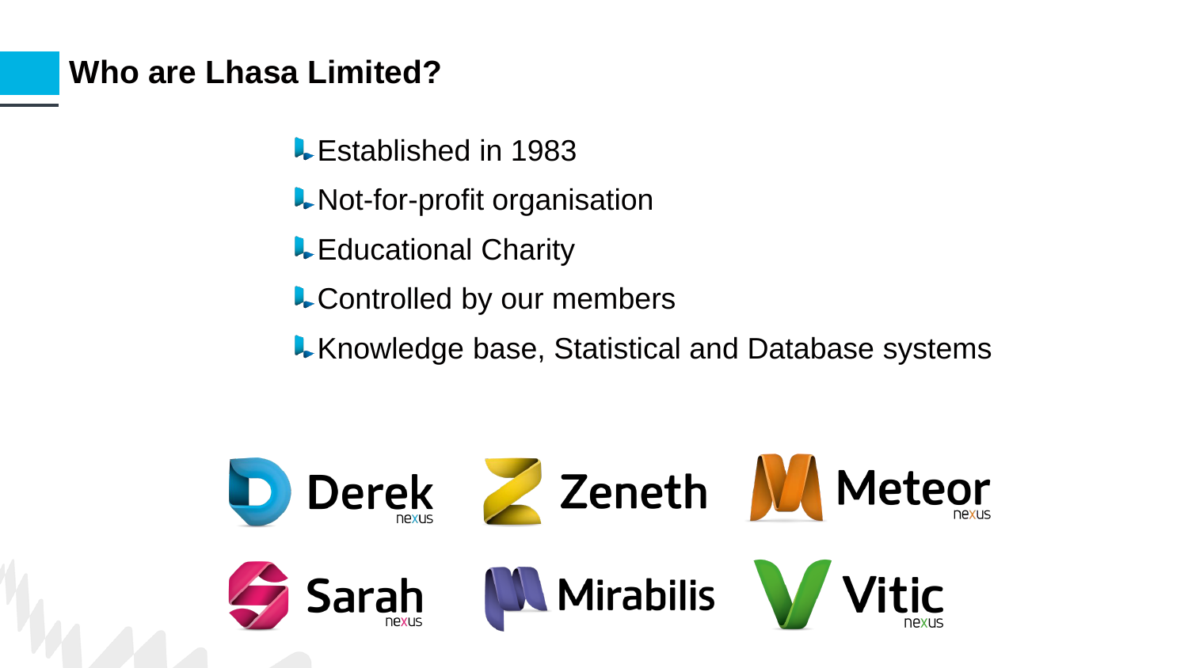## Who are Lhasa Limited?

- Established in 1983
- Not-for-profit organisation
- Educational Charity
- Controlled by our members
- Knowledge base, Statistical and Database systems

Derek nexus

Zeneth

Meteor nexus

Sarah nexus

Mirabilis

Vitic nexus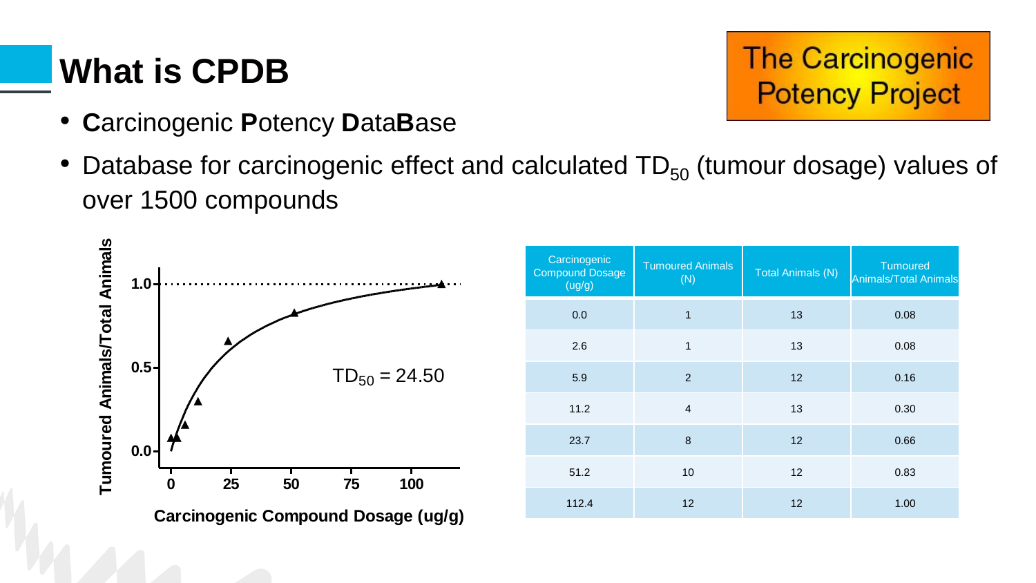# What is CPDB

The Carcinogenic Potency Project

- **C**arcinogenic **P**otency **D**ata**B**ase
- Database for carcinogenic effect and calculated $TD_{50}$ (tumour dosage) values of over 1500 compounds

| Carcinogenic Compound Dosage (ug/g) | Tumoured Animals (N) | Total Animals (N) | Tumoured Animals/Total Animals |
|---|---|---|---|
| 0.0 | 1 | 13 | 0.08 |
| 2.6 | 1 | 13 | 0.08 |
| 5.9 | 2 | 12 | 0.16 |
| 11.2 | 4 | 13 | 0.30 |
| 23.7 | 8 | 12 | 0.66 |
| 51.2 | 10 | 12 | 0.83 |
| 112.4 | 12 | 12 | 1.00 |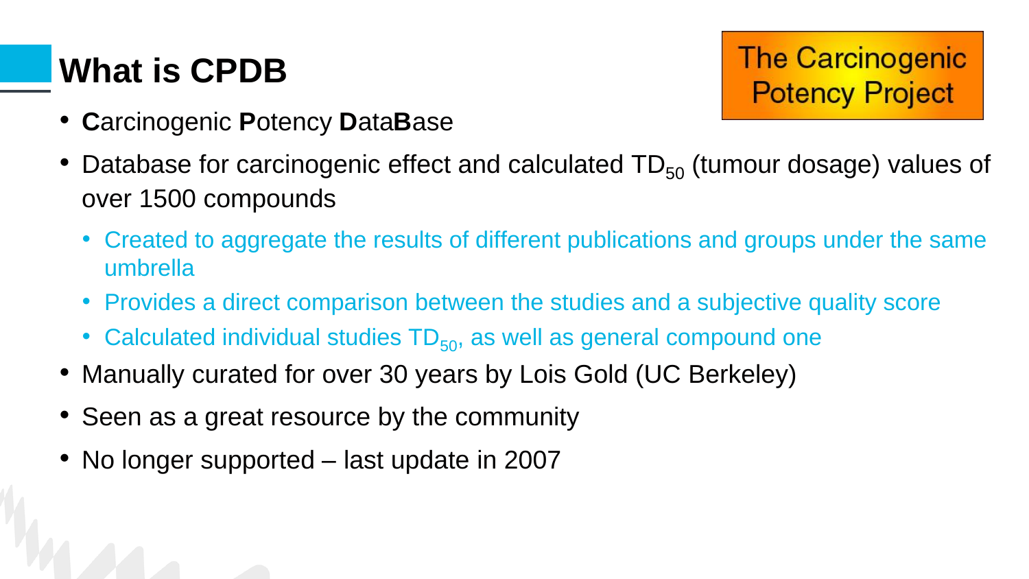# What is CPDB

The Carcinogenic Potency Project

- **C**arcinogenic **P**otency **D**ata**B**ase
- Database for carcinogenic effect and calculated $TD_{50}$ (tumour dosage) values of over 1500 compounds
  - Created to aggregate the results of different publications and groups under the same umbrella
  - Provides a direct comparison between the studies and a subjective quality score
  - Calculated individual studies $TD_{50}$, as well as general compound one
- Manually curated for over 30 years by Lois Gold (UC Berkeley)
- Seen as a great resource by the community
- No longer supported – last update in 2007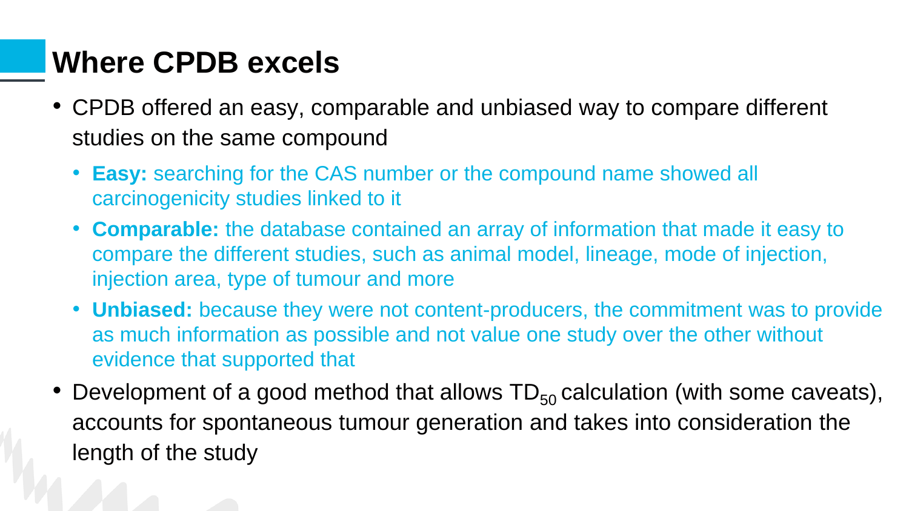# Where CPDB excels

- CPDB offered an easy, comparable and unbiased way to compare different studies on the same compound
  - **Easy:** searching for the CAS number or the compound name showed all carcinogenicity studies linked to it
  - **Comparable:** the database contained an array of information that made it easy to compare the different studies, such as animal model, lineage, mode of injection, injection area, type of tumour and more
  - **Unbiased:** because they were not content-producers, the commitment was to provide as much information as possible and not value one study over the other without evidence that supported that
- Development of a good method that allows $TD_{50}$ calculation (with some caveats), accounts for spontaneous tumour generation and takes into consideration the length of the study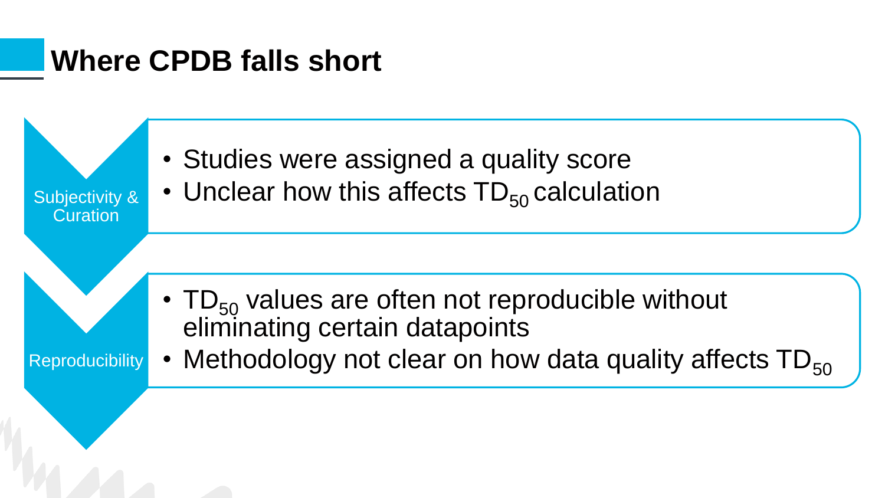# Where CPDB falls short

**Subjectivity & Curation**

- Studies were assigned a quality score
- Unclear how this affects $TD_{50}$ calculation

**Reproducibility**

- $TD_{50}$ values are often not reproducible without eliminating certain datapoints
- Methodology not clear on how data quality affects $TD_{50}$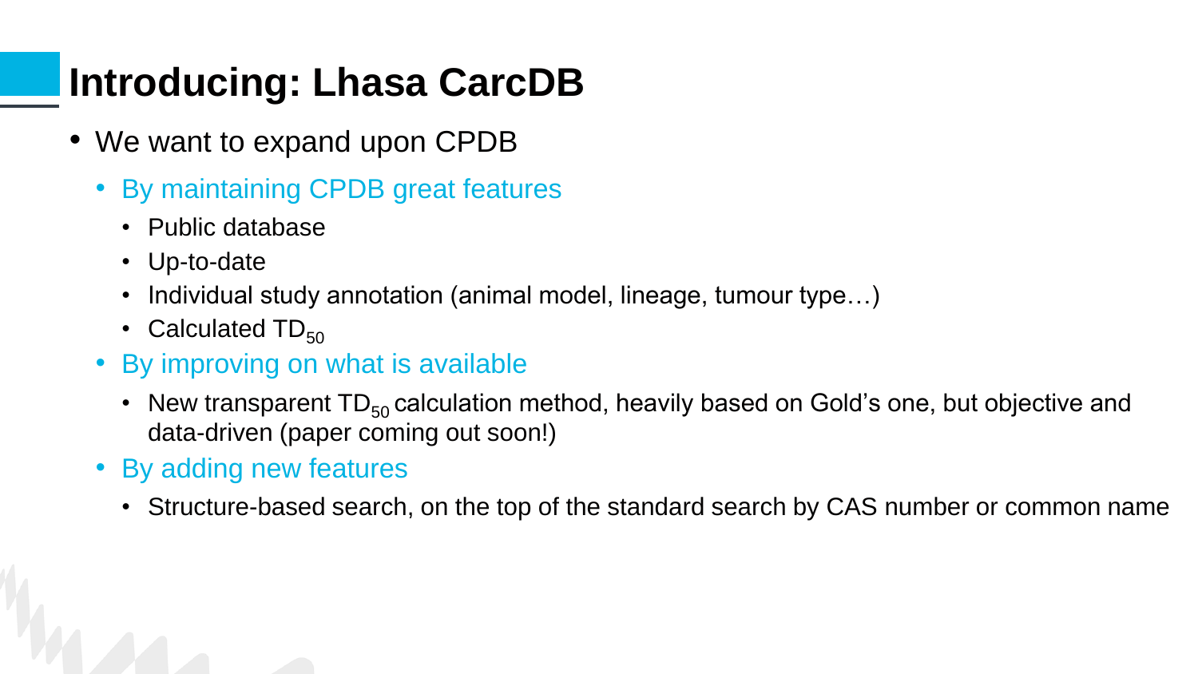# Introducing: Lhasa CarcDB

- We want to expand upon CPDB
  - By maintaining CPDB great features
    - Public database
    - Up-to-date
    - Individual study annotation (animal model, lineage, tumour type…)
    - Calculated $TD_{50}$
  - By improving on what is available
    - New transparent $TD_{50}$ calculation method, heavily based on Gold's one, but objective and data-driven (paper coming out soon!)
  - By adding new features
    - Structure-based search, on the top of the standard search by CAS number or common name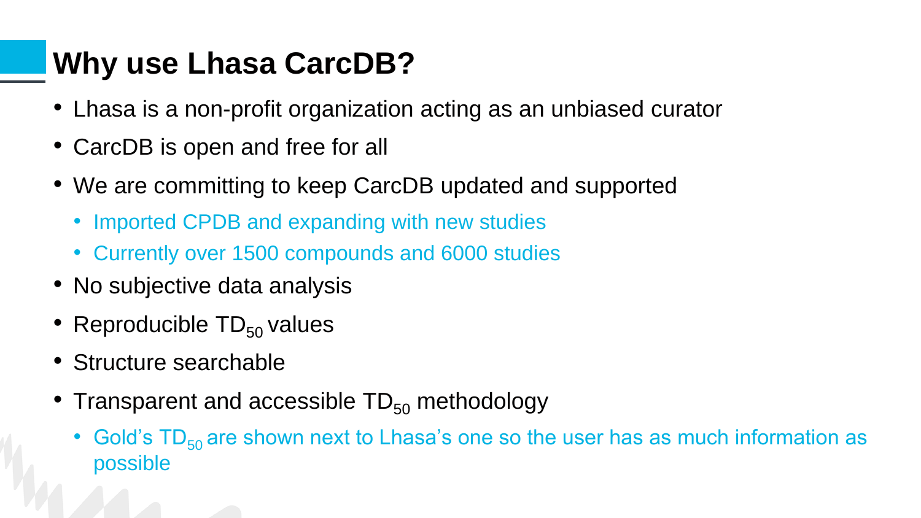# Why use Lhasa CarcDB?

- Lhasa is a non-profit organization acting as an unbiased curator
- CarcDB is open and free for all
- We are committing to keep CarcDB updated and supported
  - Imported CPDB and expanding with new studies
  - Currently over 1500 compounds and 6000 studies
- No subjective data analysis
- Reproducible $TD_{50}$ values
- Structure searchable
- Transparent and accessible $TD_{50}$ methodology
  - Gold's $TD_{50}$ are shown next to Lhasa's one so the user has as much information as possible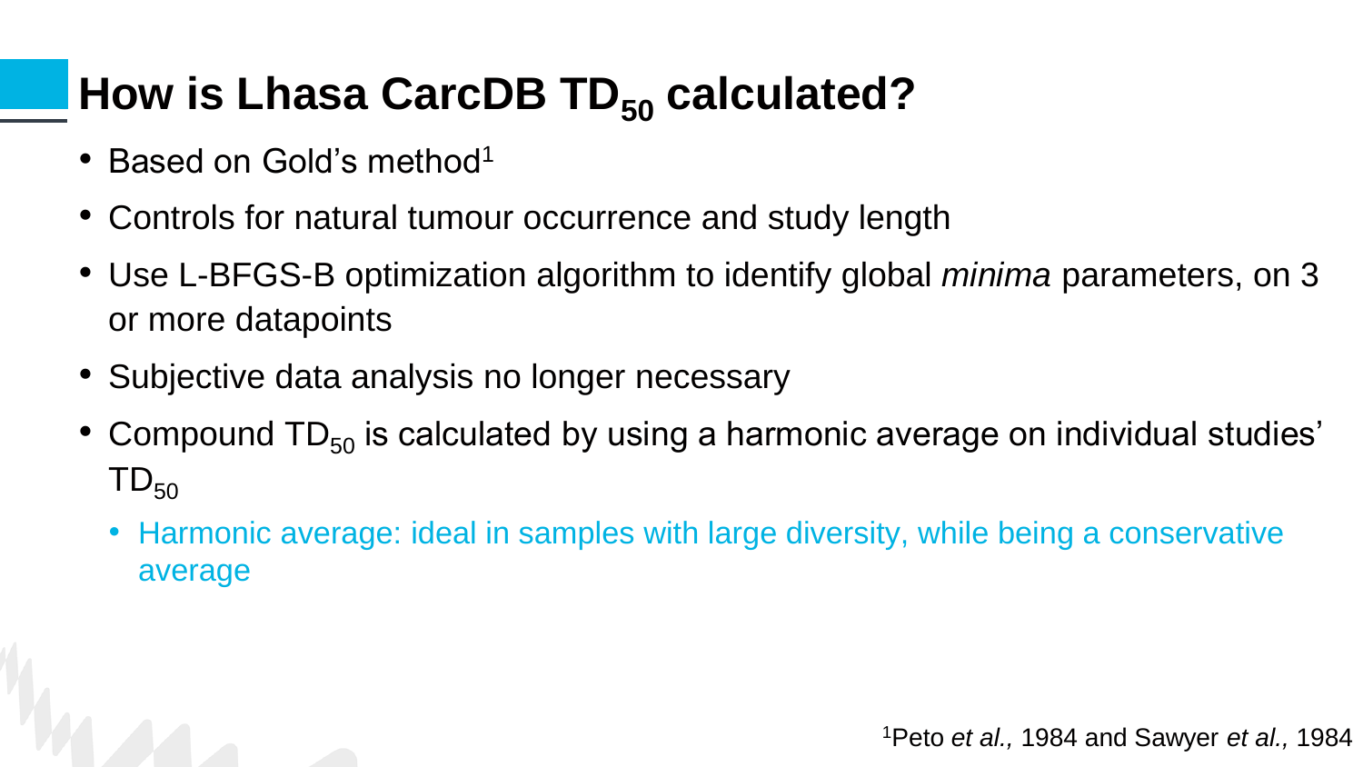# How is Lhasa CarcDB $TD_{50}$ calculated?

- Based on Gold's method[1]
- Controls for natural tumour occurrence and study length
- Use L-BFGS-B optimization algorithm to identify global *minima* parameters, on 3 or more datapoints
- Subjective data analysis no longer necessary
- Compound $TD_{50}$ is calculated by using a harmonic average on individual studies' $TD_{50}$
  - Harmonic average: ideal in samples with large diversity, while being a conservative average

[1]Peto *et al.,* 1984 and Sawyer *et al.,* 1984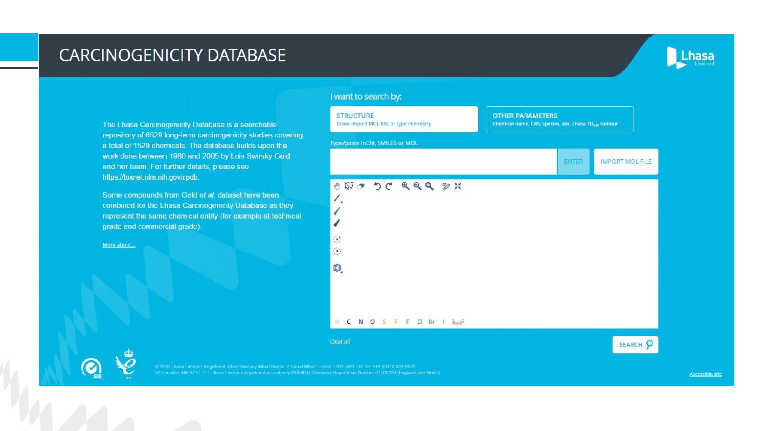# CARCINOGENICITY DATABASE

The Lhasa Carcinogenicity Database is a searchable repository of 6529 long-term carcinogenicity studies covering a total of 1529 chemicals. The database builds upon the work done between 1980 and 2005 by Lois Swirsky Gold and her team. For further details, please see https://toxnet.nlm.nih.gov/cpdb.

Some compounds from Gold *et al.* dataset have been combined for the Lhasa Carcinogenicity Database as they represent the same chemical entity (for example at technical grade and commercial grade).

More about...

I want to search by:

**STRUCTURE**
Draw, import MOL file, or type chemistry

**OTHER PARAMETERS**
Chemical name, CAS, species, sex, Lhasa $TD_{50}$, tumour

Type/paste InChI, SMILES or MOL

ENTER | IMPORT MOL FILE

H C N O S P F Cl Br I

Clear all

SEARCH

© 2016 Lhasa Limited | Registered office: Granary Wharf House, 2 Canal Wharf, Leeds, LS11 5PS. UK Tel: +44 (0)113 394 6020
VAT number 396 8737 77 | Lhasa Limited is registered as a charity (290866) | Company Registration Number 01765239 (England and Wales)

Accessible site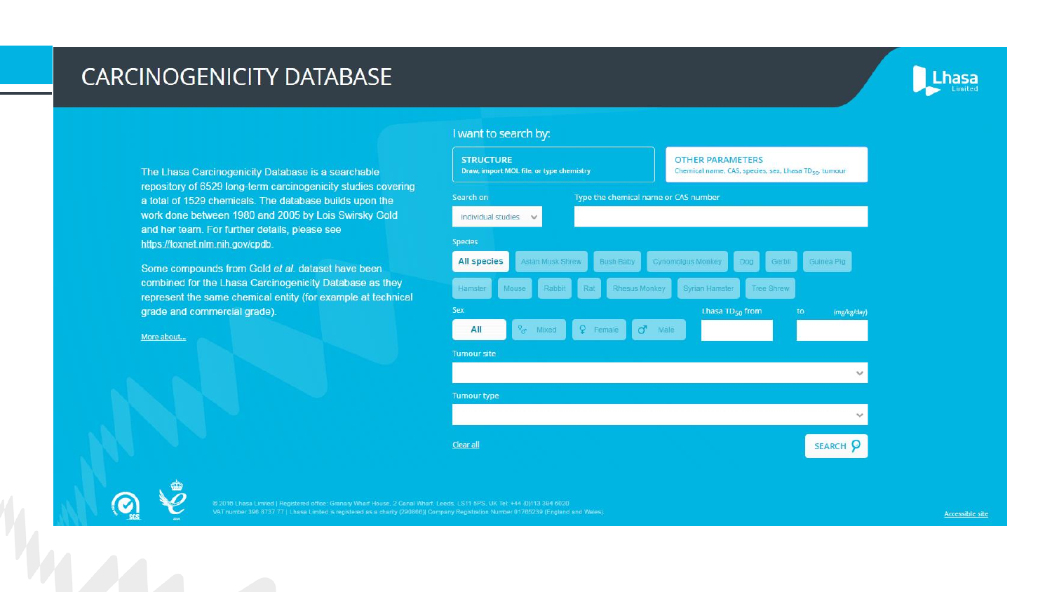# CARCINOGENICITY DATABASE

The Lhasa Carcinogenicity Database is a searchable repository of 6529 long-term carcinogenicity studies covering a total of 1529 chemicals. The database builds upon the work done between 1980 and 2005 by Lois Swirsky Gold and her team. For further details, please see https://toxnet.nlm.nih.gov/cpdb.

Some compounds from Gold *et al.* dataset have been combined for the Lhasa Carcinogenicity Database as they represent the same chemical entity (for example at technical grade and commercial grade).

More about...

I want to search by:

**STRUCTURE**
Draw, import MOL file, or type chemistry

**OTHER PARAMETERS**
Chemical name, CAS, species, sex, Lhasa $TD_{50}$, tumour

Search on: Individual studies

Type the chemical name or CAS number

Species: All species | Asian Musk Shrew | Bush Baby | Cynomolgus Monkey | Dog | Gerbil | Guinea Pig | Hamster | Mouse | Rabbit | Rat | Rhesus Monkey | Syrian Hamster | Tree Shrew

Sex: All | Mixed | Female | Male

Lhasa $TD_{50}$ from ... to ... (mg/kg/day)

Tumour site

Tumour type

Clear all

SEARCH

© 2016 Lhasa Limited | Registered office: Granary Wharf House, 2 Canal Wharf, Leeds, LS11 5PS, UK Tel: +44 (0)113 394 6020
VAT number 396 8737 77 | Lhasa Limited is registered as a charity (290866)| Company Registration Number 01765239 (England and Wales)

Accessible site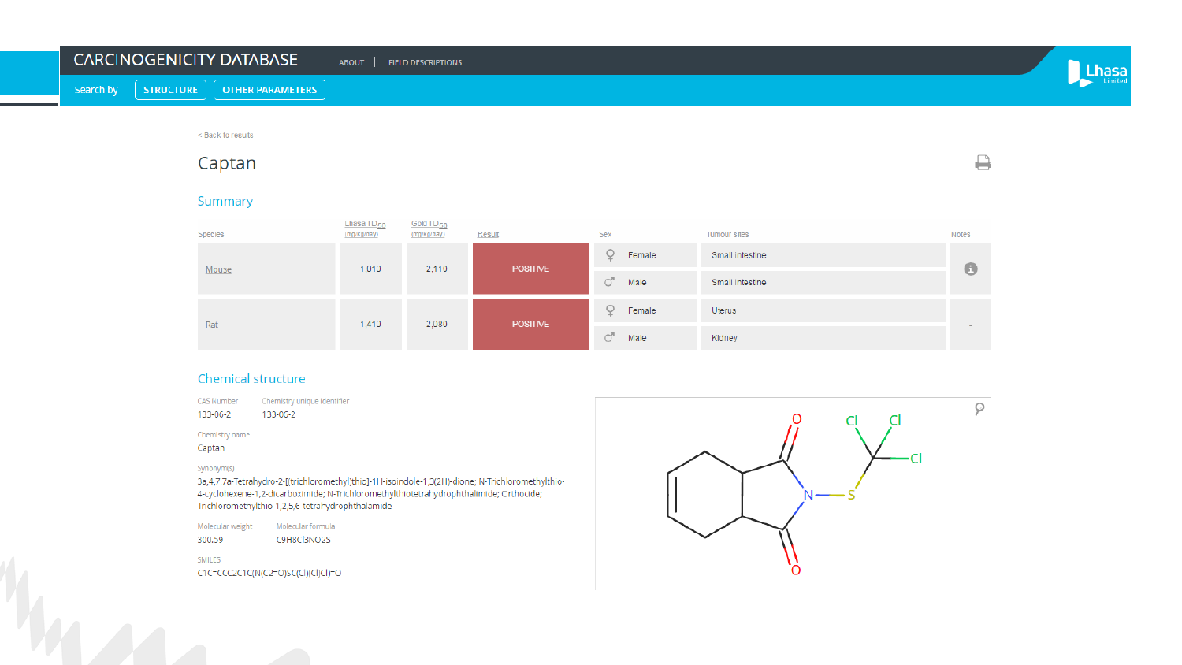CARCINOGENICITY DATABASE

ABOUT | FIELD DESCRIPTIONS

Search by STRUCTURE OTHER PARAMETERS

< Back to results

# Captan

## Summary

| Species | Lhasa $TD_{50}$ (mg/kg/day) | Gold $TD_{50}$ (mg/kg/day) | Result | Sex | Tumour sites | Notes |
|---|---|---|---|---|---|---|
| Mouse | 1,010 | 2,110 | POSITIVE | Female | Small intestine | |
| | | | | Male | Small intestine | |
| Rat | 1,410 | 2,080 | POSITIVE | Female | Uterus | - |
| | | | | Male | Kidney | |

## Chemical structure

CAS Number
133-06-2

Chemistry unique identifier
133-06-2

Chemistry name
Captan

Synonym(s)
3a,4,7,7a-Tetrahydro-2-[(trichloromethyl)thio]-1H-isoindole-1,3(2H)-dione; N-Trichloromethylthio-4-cyclohexene-1,2-dicarboximide; N-Trichloromethylthiotetrahydrophthalimide; Orthocide; Trichloromethylthio-1,2,5,6-tetrahydrophthalamide

Molecular weight
300.59

Molecular formula
$C_9H_8Cl_3NO_2S$

SMILES
C1C=CCC2C1C(N(C2=O)SC(Cl)(Cl)Cl)=O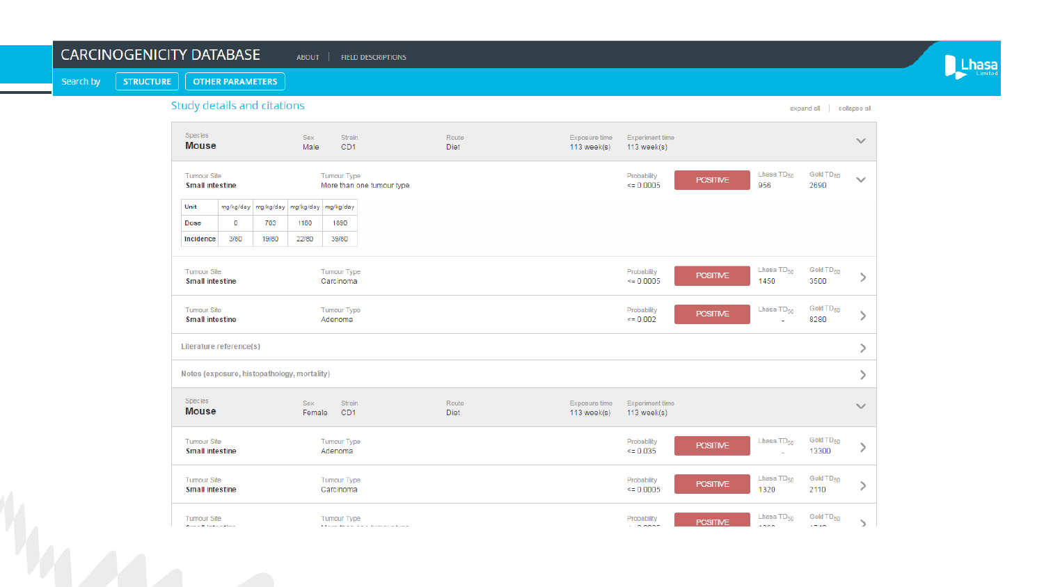# CARCINOGENICITY DATABASE

ABOUT | FIELD DESCRIPTIONS

Search by **STRUCTURE** **OTHER PARAMETERS**

## Study details and citations

expand all | collapse all

| Species | Sex | Strain | Route | Exposure time | Experiment time |
|---|---|---|---|---|---|
| **Mouse** | Male | CD1 | Diet | 113 week(s) | 113 week(s) |

| Tumour Site | Tumour Type | Probability | | Lhasa $TD_{50}$ | Gold $TD_{50}$ |
|---|---|---|---|---|---|
| Small intestine | More than one tumour type | <= 0.0005 | POSITIVE | 956 | 2690 |

| Unit | mg/kg/day | mg/kg/day | mg/kg/day | mg/kg/day |
|---|---|---|---|---|
| Dose | 0 | 703 | 1180 | 1890 |
| Incidence | 3/80 | 19/80 | 22/80 | 39/80 |

| Tumour Site | Tumour Type | Probability | | Lhasa $TD_{50}$ | Gold $TD_{50}$ |
|---|---|---|---|---|---|
| Small intestine | Carcinoma | <= 0.0005 | POSITIVE | 1450 | 3500 |
| Small intestine | Adenoma | <= 0.002 | POSITIVE | - | 8280 |

Literature reference(s)

Notes (exposure, histopathology, mortality)

| Species | Sex | Strain | Route | Exposure time | Experiment time |
|---|---|---|---|---|---|
| **Mouse** | Female | CD1 | Diet | 113 week(s) | 113 week(s) |

| Tumour Site | Tumour Type | Probability | | Lhasa $TD_{50}$ | Gold $TD_{50}$ |
|---|---|---|---|---|---|
| Small intestine | Adenoma | <= 0.035 | POSITIVE | - | 13300 |
| Small intestine | Carcinoma | <= 0.0005 | POSITIVE | 1320 | 2110 |
| | | | POSITIVE | | |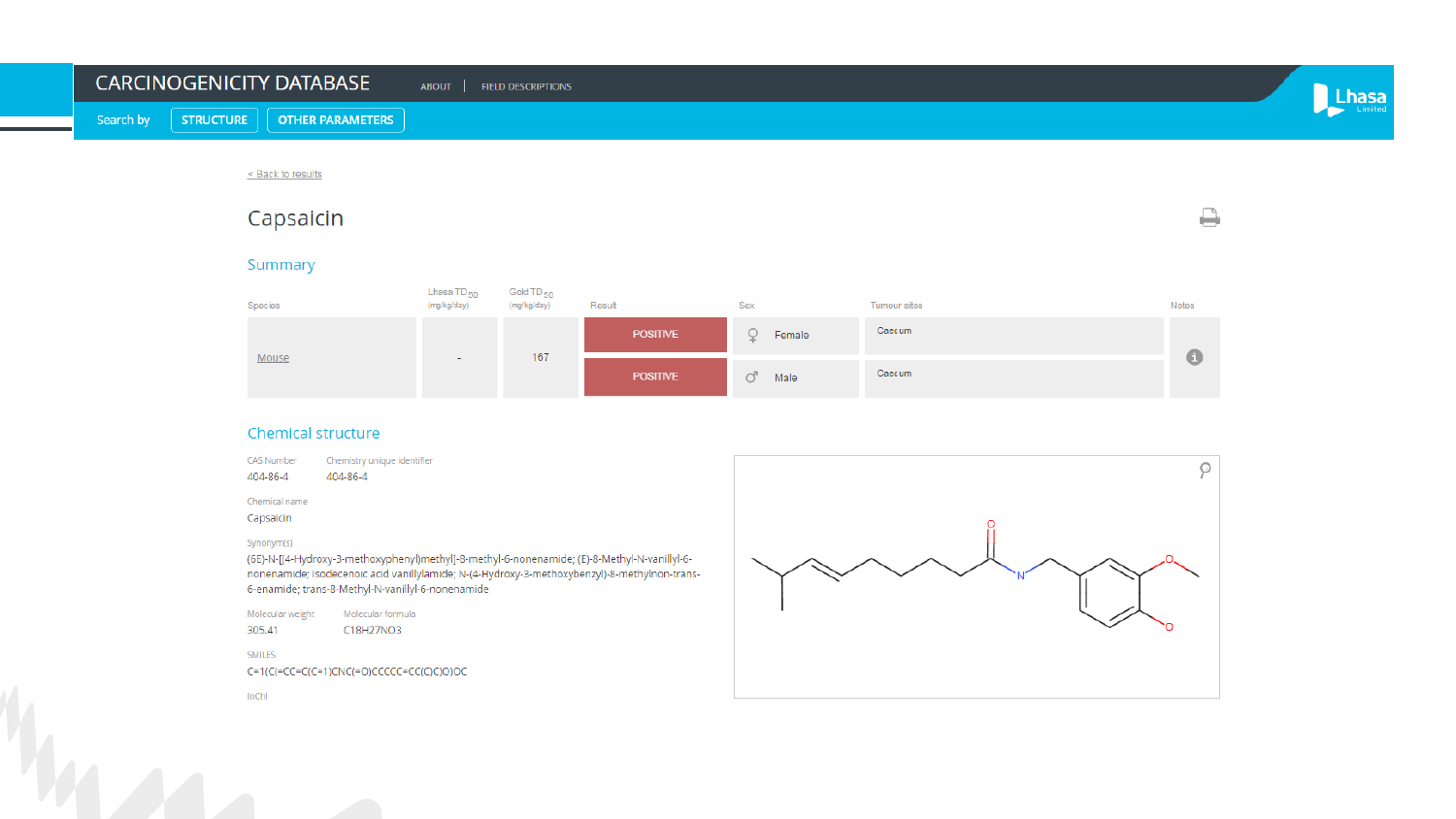CARCINOGENICITY DATABASE ABOUT | FIELD DESCRIPTIONS

Search by STRUCTURE OTHER PARAMETERS

< Back to results

# Capsaicin

## Summary

| Species | Lhasa $TD_{50}$ (mg/kg/day) | Gold $TD_{50}$ (mg/kg/day) | Result | Sex | Tumour sites | Notes |
|---|---|---|---|---|---|---|
| Mouse | - | 167 | POSITIVE | Female | Caecum | |
| | | | POSITIVE | Male | Caecum | |

## Chemical structure

CAS Number
404-86-4

Chemistry unique identifier
404-86-4

Chemical name
Capsaicin

Synonym(s)
(6E)-N-[(4-Hydroxy-3-methoxyphenyl)methyl]-8-methyl-6-nonenamide; (E)-8-Methyl-N-vanillyl-6-nonenamide; Isodecenoic acid vanillylamide; N-(4-Hydroxy-3-methoxybenzyl)-8-methylnon-trans-6-enamide; trans-8-Methyl-N-vanillyl-6-nonenamide

Molecular weight
305.41

Molecular formula
C18H27NO3

SMILES
C=1(C(=CC=C(C=1)CNC(=O)CCCCC=CC(C)C)O)OC

InChI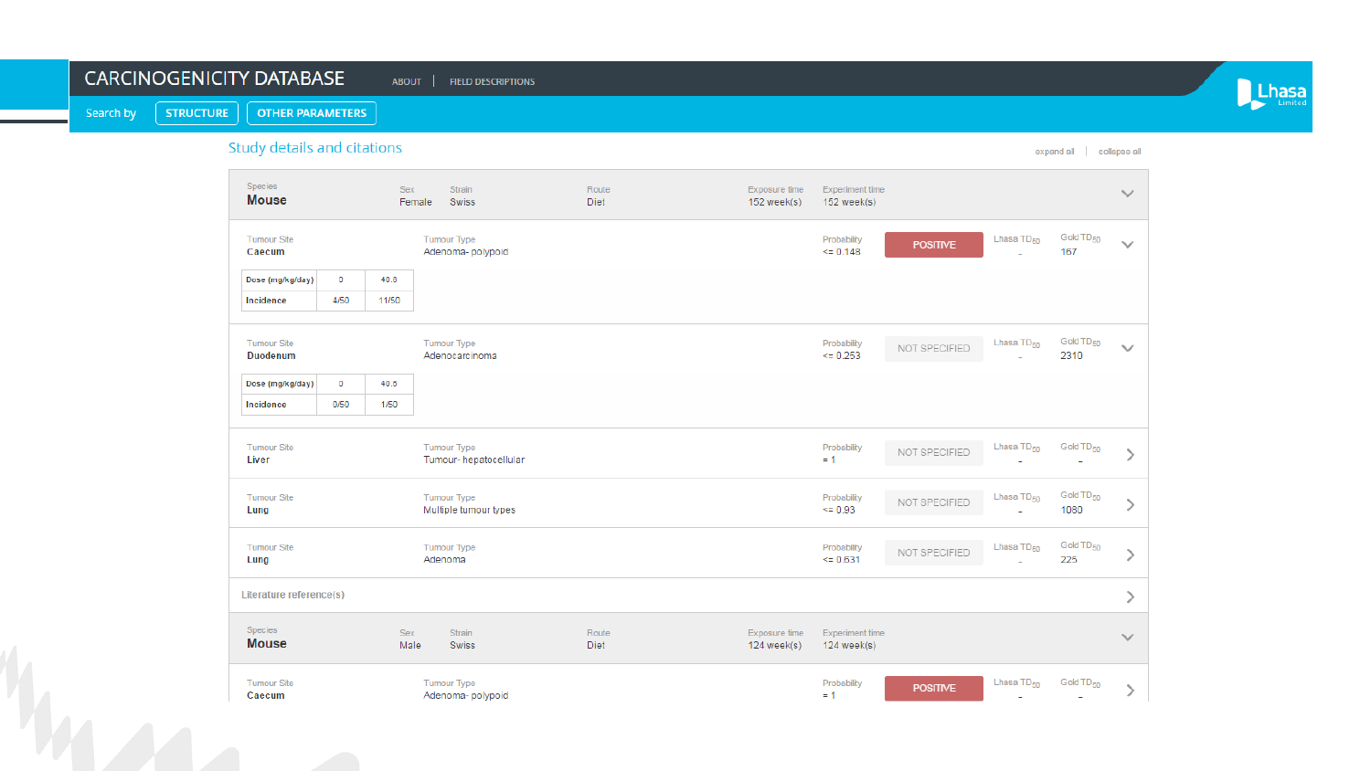# CARCINOGENICITY DATABASE

ABOUT | FIELD DESCRIPTIONS

Search by **STRUCTURE** **OTHER PARAMETERS**

Lhasa Limited

## Study details and citations

expand all | collapse all

| Species | Sex | Strain | Route | Exposure time | Experiment time |
|---|---|---|---|---|---|
| **Mouse** | Female | Swiss | Diet | 152 week(s) | 152 week(s) |

| Tumour Site | Tumour Type | Probability | Result | Lhasa $TD_{50}$ | Gold $TD_{50}$ |
|---|---|---|---|---|---|
| **Caecum** | Adenoma- polypoid | <= 0.148 | POSITIVE | – | 167 |

| Dose (mg/kg/day) | 0 | 40.8 |
|---|---|---|
| Incidence | 4/50 | 11/50 |

| Tumour Site | Tumour Type | Probability | Result | Lhasa $TD_{50}$ | Gold $TD_{50}$ |
|---|---|---|---|---|---|
| **Duodenum** | Adenocarcinoma | <= 0.253 | NOT SPECIFIED | – | 2310 |

| Dose (mg/kg/day) | 0 | 40.8 |
|---|---|---|
| Incidence | 0/50 | 1/50 |

| Tumour Site | Tumour Type | Probability | Result | Lhasa $TD_{50}$ | Gold $TD_{50}$ |
|---|---|---|---|---|---|
| **Liver** | Tumour- hepatocellular | = 1 | NOT SPECIFIED | – | – |
| **Lung** | Multiple tumour types | <= 0.93 | NOT SPECIFIED | – | 1080 |
| **Lung** | Adenoma | <= 0.631 | NOT SPECIFIED | – | 225 |

Literature reference(s)

| Species | Sex | Strain | Route | Exposure time | Experiment time |
|---|---|---|---|---|---|
| **Mouse** | Male | Swiss | Diet | 124 week(s) | 124 week(s) |

| Tumour Site | Tumour Type | Probability | Result | Lhasa $TD_{50}$ | Gold $TD_{50}$ |
|---|---|---|---|---|---|
| **Caecum** | Adenoma- polypoid | = 1 | POSITIVE | – | – |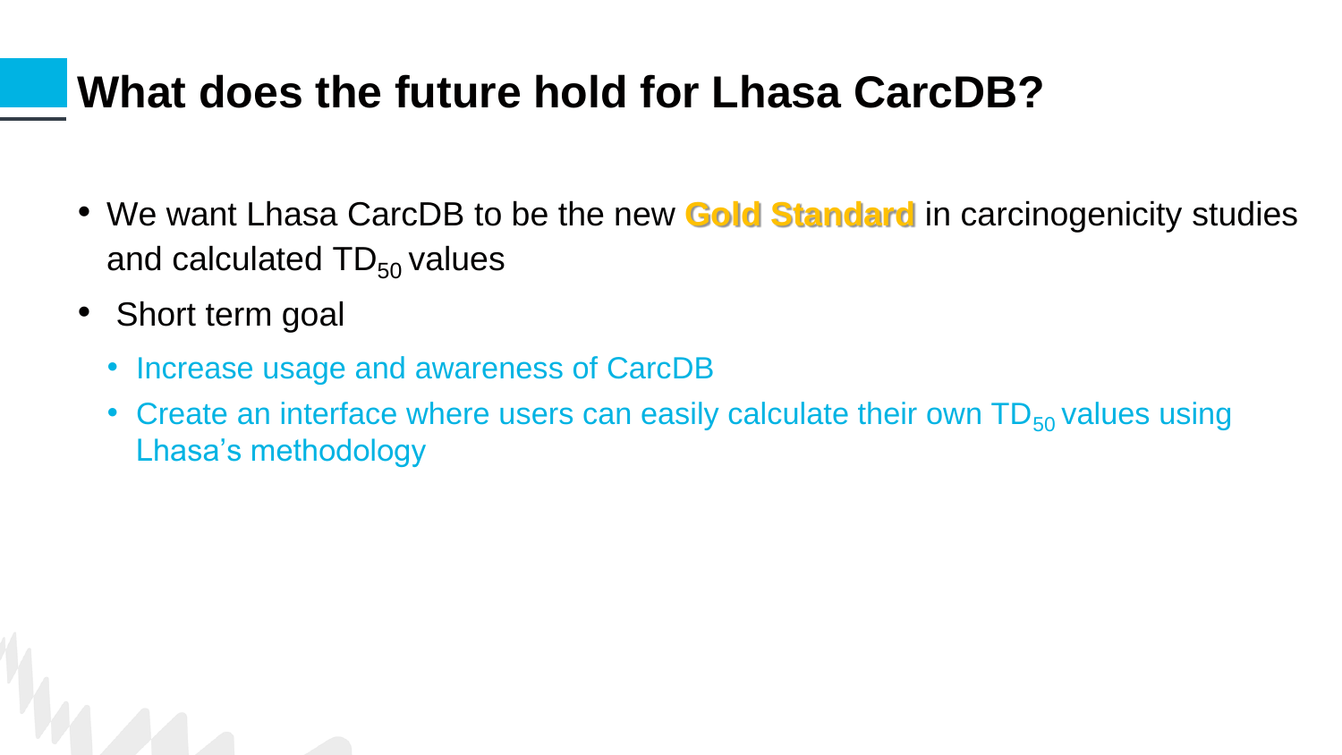# What does the future hold for Lhasa CarcDB?

- We want Lhasa CarcDB to be the new **Gold Standard** in carcinogenicity studies and calculated $TD_{50}$ values
- Short term goal
  - Increase usage and awareness of CarcDB
  - Create an interface where users can easily calculate their own $TD_{50}$ values using Lhasa's methodology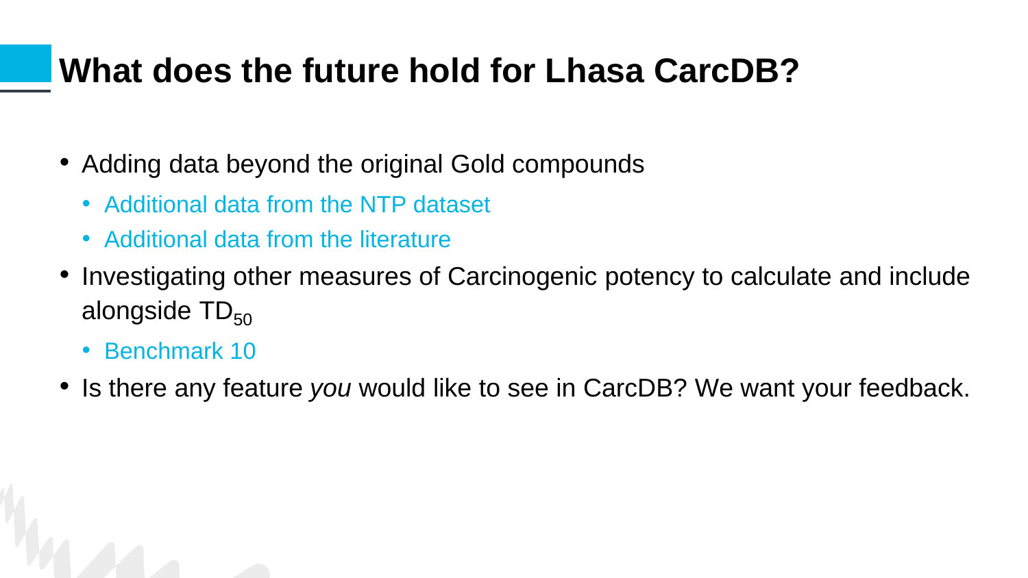# What does the future hold for Lhasa CarcDB?

- Adding data beyond the original Gold compounds
  - Additional data from the NTP dataset
  - Additional data from the literature
- Investigating other measures of Carcinogenic potency to calculate and include alongside $TD_{50}$
  - Benchmark 10
- Is there any feature *you* would like to see in CarcDB? We want your feedback.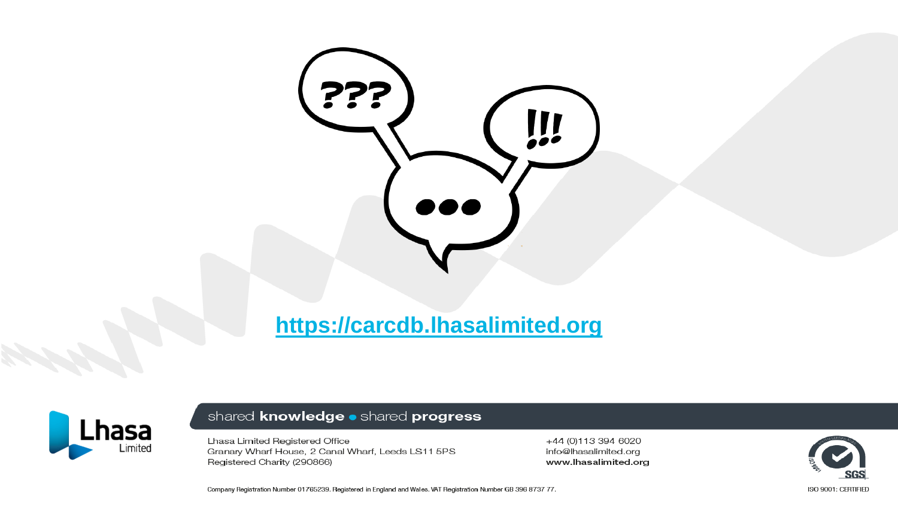???

!!!

•••

https://carcdb.lhasalimited.org

shared **knowledge** • shared **progress**

Lhasa Limited Registered Office
Granary Wharf House, 2 Canal Wharf, Leeds LS11 5PS
Registered Charity (290866)

+44 (0)113 394 6020
info@lhasalimited.org
**www.lhasalimited.org**

Company Registration Number 01765239. Registered in England and Wales. VAT Registration Number GB 396 8737 77.

ISO 9001: CERTIFIED